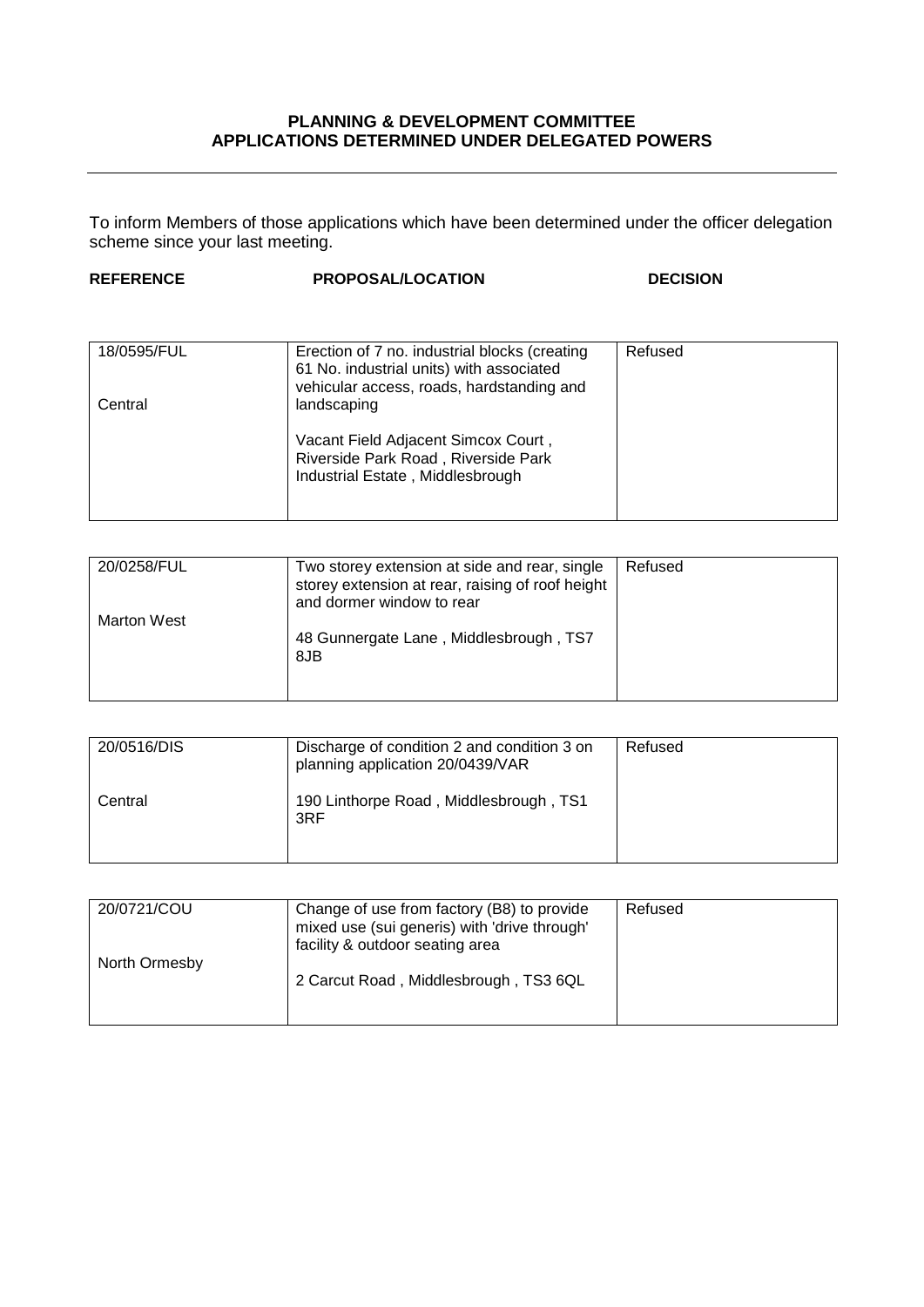**PLANNING & DEVELOPMENT COMMITTEE**
**APPLICATIONS DETERMINED UNDER DELEGATED POWERS**

---

To inform Members of those applications which have been determined under the officer delegation scheme since your last meeting.

| REFERENCE | PROPOSAL/LOCATION | DECISION |
|---|---|---|
| 18/0595/FUL<br><br>Central | Erection of 7 no. industrial blocks (creating 61 No. industrial units) with associated vehicular access, roads, hardstanding and landscaping<br><br>Vacant Field Adjacent Simcox Court , Riverside Park Road , Riverside Park Industrial Estate , Middlesbrough | Refused |
| 20/0258/FUL<br><br>Marton West | Two storey extension at side and rear, single storey extension at rear, raising of roof height and dormer window to rear<br><br>48 Gunnergate Lane , Middlesbrough , TS7 8JB | Refused |
| 20/0516/DIS<br><br>Central | Discharge of condition 2 and condition 3 on planning application 20/0439/VAR<br><br>190 Linthorpe Road , Middlesbrough , TS1 3RF | Refused |
| 20/0721/COU<br><br>North Ormesby | Change of use from factory (B8) to provide mixed use (sui generis) with 'drive through' facility & outdoor seating area<br><br>2 Carcut Road , Middlesbrough , TS3 6QL | Refused |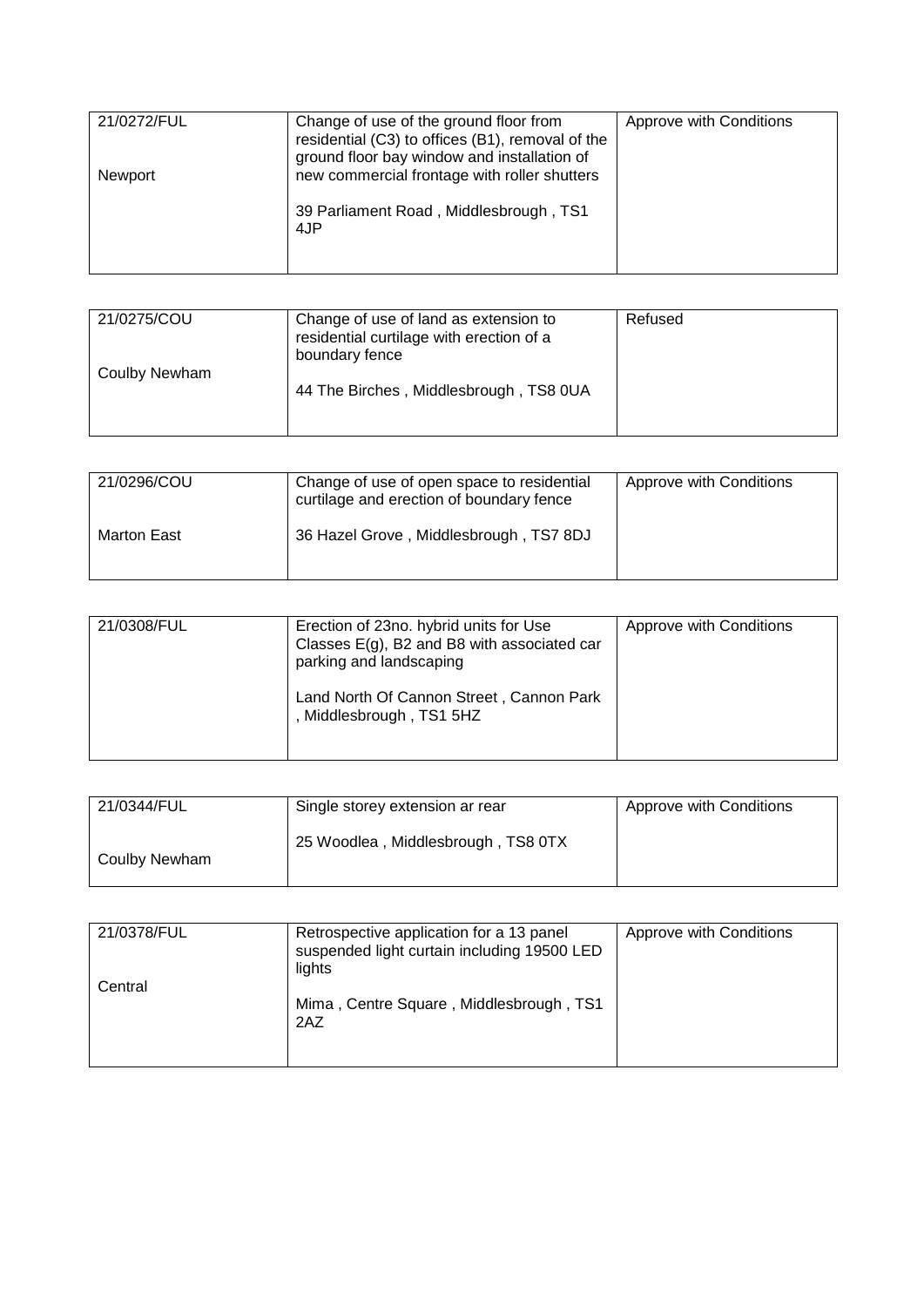| 21/0272/FUL<br><br>Newport | Change of use of the ground floor from residential (C3) to offices (B1), removal of the ground floor bay window and installation of new commercial frontage with roller shutters<br><br>39 Parliament Road , Middlesbrough , TS1 4JP | Approve with Conditions |
|---|---|---|

| 21/0275/COU<br><br>Coulby Newham | Change of use of land as extension to residential curtilage with erection of a boundary fence<br><br>44 The Birches , Middlesbrough , TS8 0UA | Refused |
|---|---|---|

| 21/0296/COU<br><br>Marton East | Change of use of open space to residential curtilage and erection of boundary fence<br><br>36 Hazel Grove , Middlesbrough , TS7 8DJ | Approve with Conditions |
|---|---|---|

| 21/0308/FUL | Erection of 23no. hybrid units for Use Classes E(g), B2 and B8 with associated car parking and landscaping<br><br>Land North Of Cannon Street , Cannon Park , Middlesbrough , TS1 5HZ | Approve with Conditions |
|---|---|---|

| 21/0344/FUL<br><br>Coulby Newham | Single storey extension ar rear<br><br>25 Woodlea , Middlesbrough , TS8 0TX | Approve with Conditions |
|---|---|---|

| 21/0378/FUL<br><br>Central | Retrospective application for a 13 panel suspended light curtain including 19500 LED lights<br><br>Mima , Centre Square , Middlesbrough , TS1 2AZ | Approve with Conditions |
|---|---|---|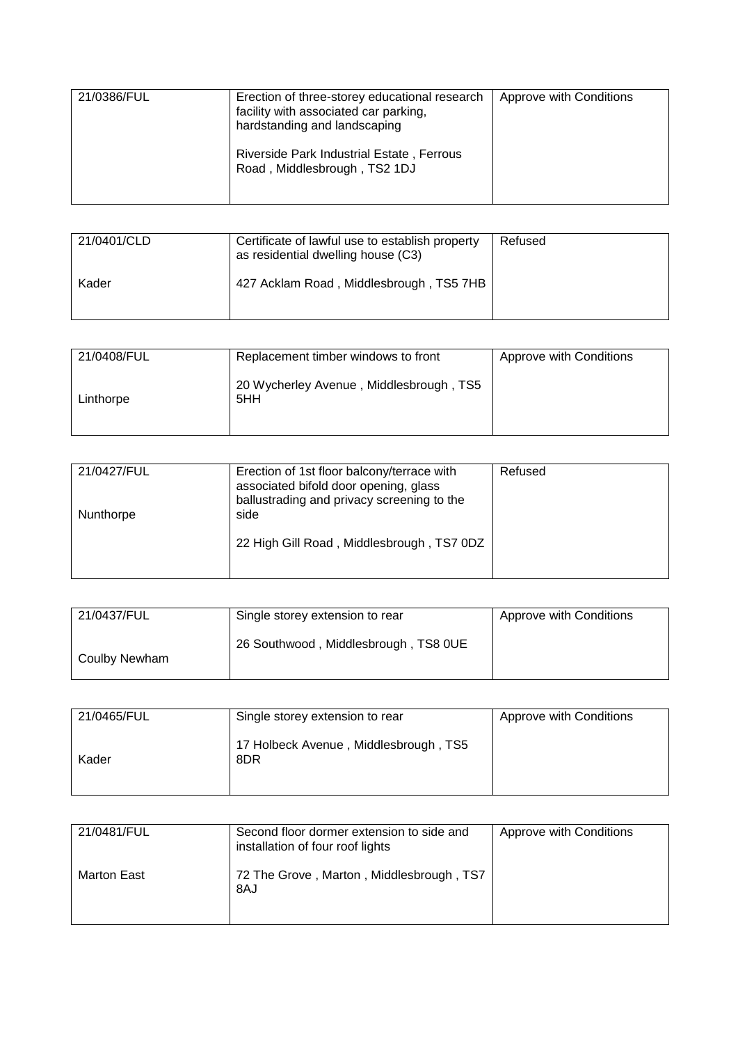| 21/0386/FUL | Erection of three-storey educational research facility with associated car parking, hardstanding and landscaping<br><br>Riverside Park Industrial Estate , Ferrous Road , Middlesbrough , TS2 1DJ | Approve with Conditions |
|---|---|---|

| 21/0401/CLD<br><br>Kader | Certificate of lawful use to establish property as residential dwelling house (C3)<br><br>427 Acklam Road , Middlesbrough , TS5 7HB | Refused |
|---|---|---|

| 21/0408/FUL<br><br>Linthorpe | Replacement timber windows to front<br><br>20 Wycherley Avenue , Middlesbrough , TS5 5HH | Approve with Conditions |
|---|---|---|

| 21/0427/FUL<br><br>Nunthorpe | Erection of 1st floor balcony/terrace with associated bifold door opening, glass ballustrading and privacy screening to the side<br><br>22 High Gill Road , Middlesbrough , TS7 0DZ | Refused |
|---|---|---|

| 21/0437/FUL<br><br>Coulby Newham | Single storey extension to rear<br><br>26 Southwood , Middlesbrough , TS8 0UE | Approve with Conditions |
|---|---|---|

| 21/0465/FUL<br><br>Kader | Single storey extension to rear<br><br>17 Holbeck Avenue , Middlesbrough , TS5 8DR | Approve with Conditions |
|---|---|---|

| 21/0481/FUL<br><br>Marton East | Second floor dormer extension to side and installation of four roof lights<br><br>72 The Grove , Marton , Middlesbrough , TS7 8AJ | Approve with Conditions |
|---|---|---|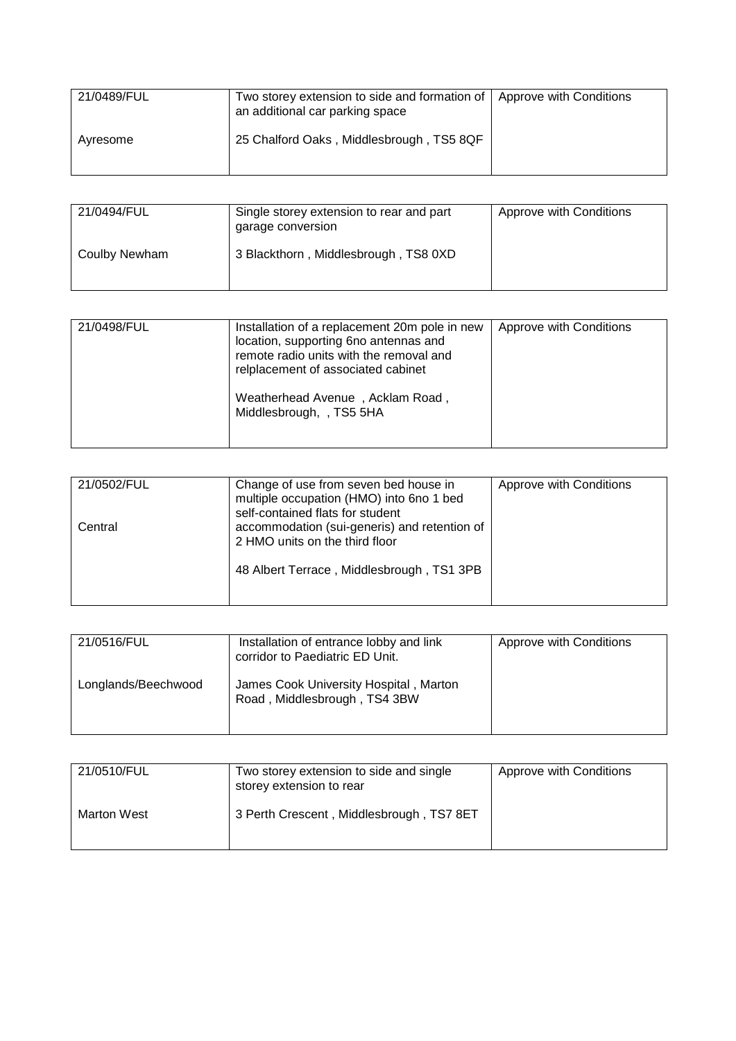| 21/0489/FUL<br><br>Ayresome | Two storey extension to side and formation of an additional car parking space<br><br>25 Chalford Oaks , Middlesbrough , TS5 8QF | Approve with Conditions |
|---|---|---|

| 21/0494/FUL<br><br>Coulby Newham | Single storey extension to rear and part garage conversion<br><br>3 Blackthorn , Middlesbrough , TS8 0XD | Approve with Conditions |
|---|---|---|

| 21/0498/FUL | Installation of a replacement 20m pole in new location, supporting 6no antennas and remote radio units with the removal and relplacement of associated cabinet<br><br>Weatherhead Avenue , Acklam Road , Middlesbrough, , TS5 5HA | Approve with Conditions |
|---|---|---|

| 21/0502/FUL<br><br>Central | Change of use from seven bed house in multiple occupation (HMO) into 6no 1 bed self-contained flats for student accommodation (sui-generis) and retention of 2 HMO units on the third floor<br><br>48 Albert Terrace , Middlesbrough , TS1 3PB | Approve with Conditions |
|---|---|---|

| 21/0516/FUL<br><br>Longlands/Beechwood | Installation of entrance lobby and link corridor to Paediatric ED Unit.<br><br>James Cook University Hospital , Marton Road , Middlesbrough , TS4 3BW | Approve with Conditions |
|---|---|---|

| 21/0510/FUL<br><br>Marton West | Two storey extension to side and single storey extension to rear<br><br>3 Perth Crescent , Middlesbrough , TS7 8ET | Approve with Conditions |
|---|---|---|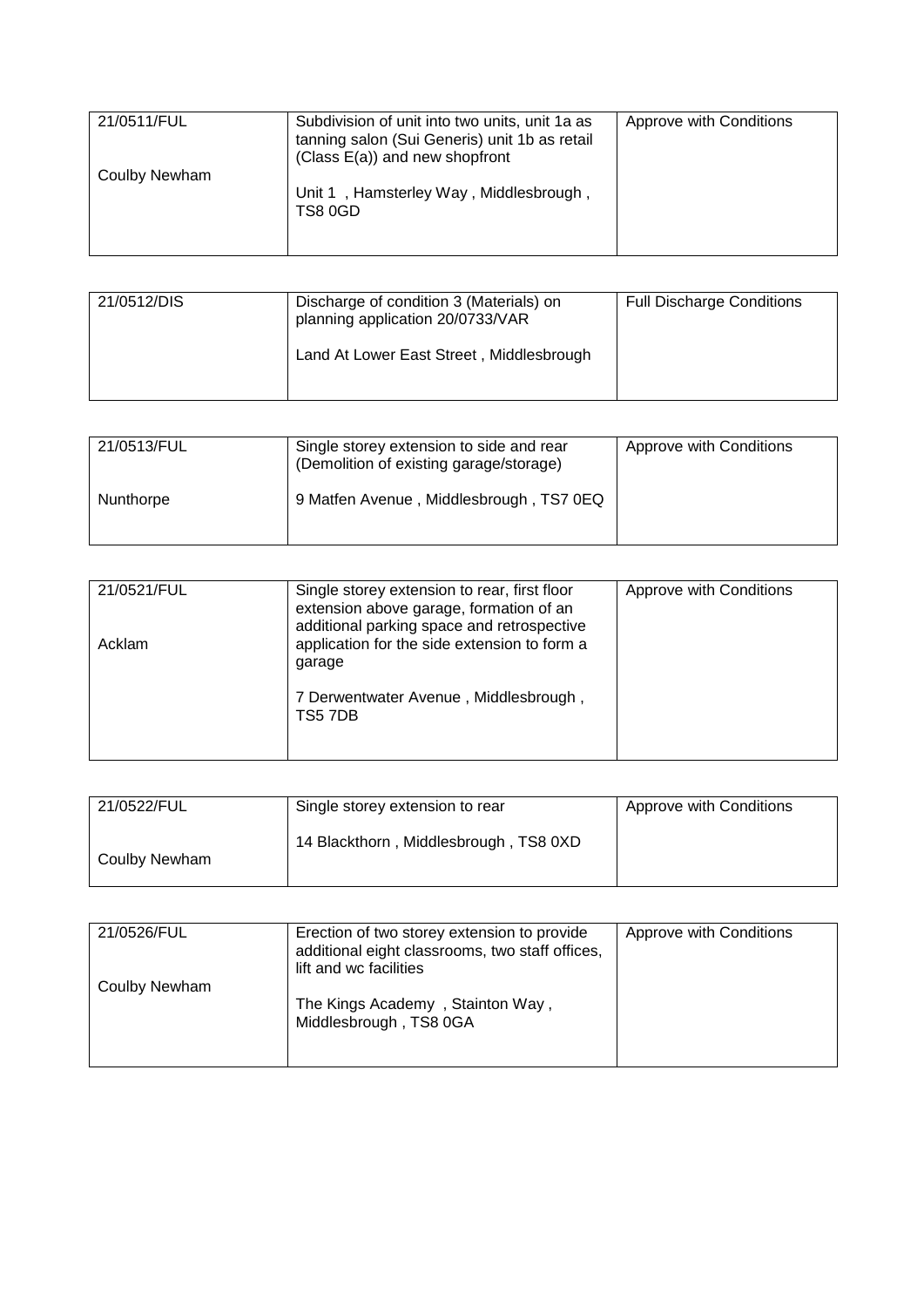| 21/0511/FUL<br><br>Coulby Newham | Subdivision of unit into two units, unit 1a as tanning salon (Sui Generis) unit 1b as retail (Class E(a)) and new shopfront<br><br>Unit 1 , Hamsterley Way , Middlesbrough , TS8 0GD | Approve with Conditions |
|---|---|---|

| 21/0512/DIS | Discharge of condition 3 (Materials) on planning application 20/0733/VAR<br><br>Land At Lower East Street , Middlesbrough | Full Discharge Conditions |
|---|---|---|

| 21/0513/FUL<br><br>Nunthorpe | Single storey extension to side and rear (Demolition of existing garage/storage)<br><br>9 Matfen Avenue , Middlesbrough , TS7 0EQ | Approve with Conditions |
|---|---|---|

| 21/0521/FUL<br><br>Acklam | Single storey extension to rear, first floor extension above garage, formation of an additional parking space and retrospective application for the side extension to form a garage<br><br>7 Derwentwater Avenue , Middlesbrough , TS5 7DB | Approve with Conditions |
|---|---|---|

| 21/0522/FUL<br><br>Coulby Newham | Single storey extension to rear<br><br>14 Blackthorn , Middlesbrough , TS8 0XD | Approve with Conditions |
|---|---|---|

| 21/0526/FUL<br><br>Coulby Newham | Erection of two storey extension to provide additional eight classrooms, two staff offices, lift and wc facilities<br><br>The Kings Academy , Stainton Way , Middlesbrough , TS8 0GA | Approve with Conditions |
|---|---|---|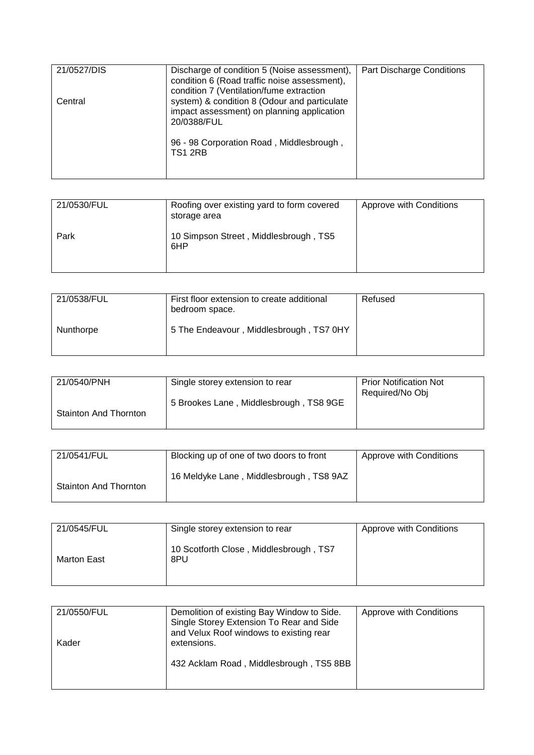| 21/0527/DIS<br><br>Central | Discharge of condition 5 (Noise assessment), condition 6 (Road traffic noise assessment), condition 7 (Ventilation/fume extraction system) & condition 8 (Odour and particulate impact assessment) on planning application 20/0388/FUL<br><br>96 - 98 Corporation Road , Middlesbrough , TS1 2RB | Part Discharge Conditions |
|---|---|---|

| 21/0530/FUL<br><br>Park | Roofing over existing yard to form covered storage area<br><br>10 Simpson Street , Middlesbrough , TS5 6HP | Approve with Conditions |
|---|---|---|

| 21/0538/FUL<br><br>Nunthorpe | First floor extension to create additional bedroom space.<br><br>5 The Endeavour , Middlesbrough , TS7 0HY | Refused |
|---|---|---|

| 21/0540/PNH<br><br>Stainton And Thornton | Single storey extension to rear<br><br>5 Brookes Lane , Middlesbrough , TS8 9GE | Prior Notification Not Required/No Obj |
|---|---|---|

| 21/0541/FUL<br><br>Stainton And Thornton | Blocking up of one of two doors to front<br><br>16 Meldyke Lane , Middlesbrough , TS8 9AZ | Approve with Conditions |
|---|---|---|

| 21/0545/FUL<br><br>Marton East | Single storey extension to rear<br><br>10 Scotforth Close , Middlesbrough , TS7 8PU | Approve with Conditions |
|---|---|---|

| 21/0550/FUL<br><br>Kader | Demolition of existing Bay Window to Side. Single Storey Extension To Rear and Side and Velux Roof windows to existing rear extensions.<br><br>432 Acklam Road , Middlesbrough , TS5 8BB | Approve with Conditions |
|---|---|---|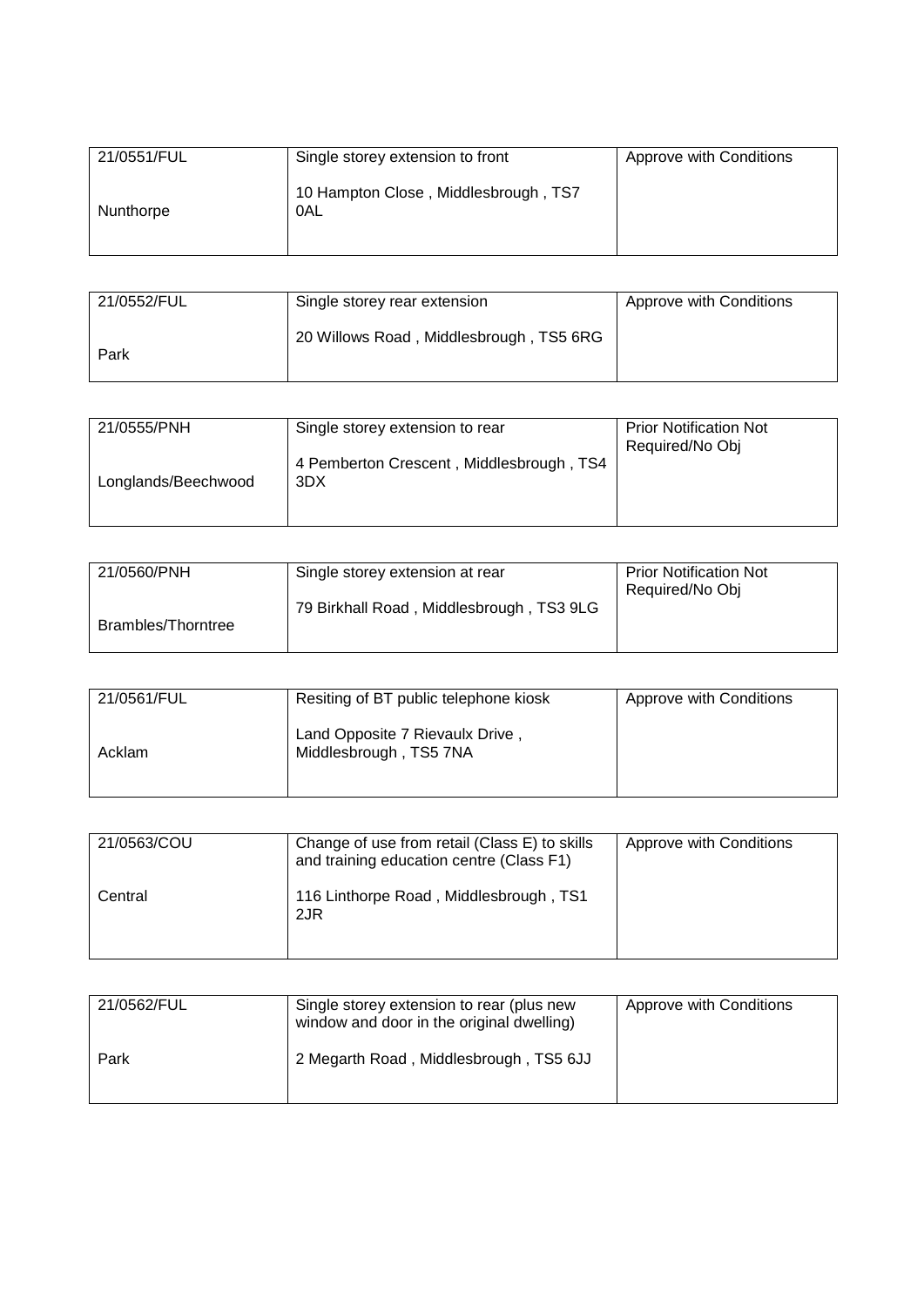| 21/0551/FUL<br><br>Nunthorpe | Single storey extension to front<br><br>10 Hampton Close , Middlesbrough , TS7 0AL | Approve with Conditions |
|---|---|---|

| 21/0552/FUL<br><br>Park | Single storey rear extension<br><br>20 Willows Road , Middlesbrough , TS5 6RG | Approve with Conditions |
|---|---|---|

| 21/0555/PNH<br><br>Longlands/Beechwood | Single storey extension to rear<br><br>4 Pemberton Crescent , Middlesbrough , TS4 3DX | Prior Notification Not Required/No Obj |
|---|---|---|

| 21/0560/PNH<br><br>Brambles/Thorntree | Single storey extension at rear<br><br>79 Birkhall Road , Middlesbrough , TS3 9LG | Prior Notification Not Required/No Obj |
|---|---|---|

| 21/0561/FUL<br><br>Acklam | Resiting of BT public telephone kiosk<br><br>Land Opposite 7 Rievaulx Drive , Middlesbrough , TS5 7NA | Approve with Conditions |
|---|---|---|

| 21/0563/COU<br><br>Central | Change of use from retail (Class E) to skills and training education centre (Class F1)<br><br>116 Linthorpe Road , Middlesbrough , TS1 2JR | Approve with Conditions |
|---|---|---|

| 21/0562/FUL<br><br>Park | Single storey extension to rear (plus new window and door in the original dwelling)<br><br>2 Megarth Road , Middlesbrough , TS5 6JJ | Approve with Conditions |
|---|---|---|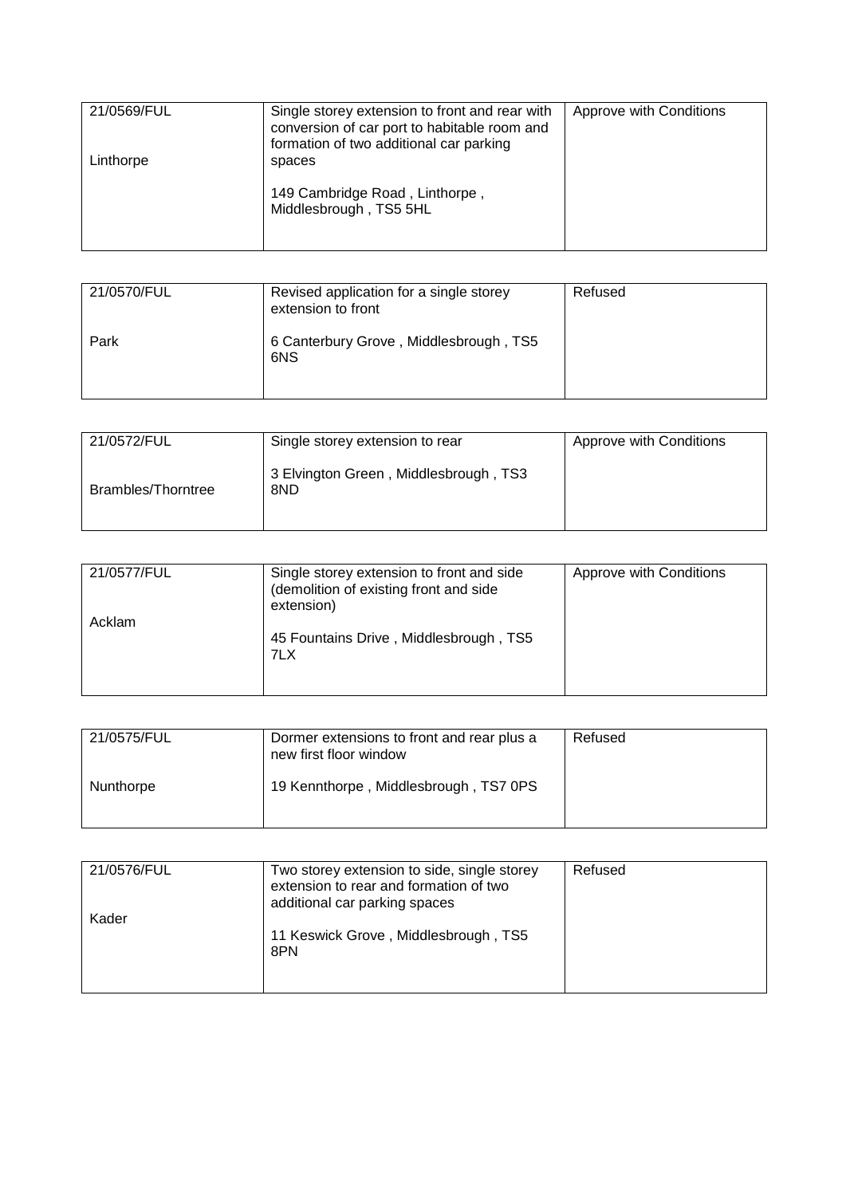| 21/0569/FUL<br><br>Linthorpe | Single storey extension to front and rear with conversion of car port to habitable room and formation of two additional car parking spaces<br><br>149 Cambridge Road , Linthorpe , Middlesbrough , TS5 5HL | Approve with Conditions |
|---|---|---|

| 21/0570/FUL<br><br>Park | Revised application for a single storey extension to front<br><br>6 Canterbury Grove , Middlesbrough , TS5 6NS | Refused |
|---|---|---|

| 21/0572/FUL<br><br>Brambles/Thorntree | Single storey extension to rear<br><br>3 Elvington Green , Middlesbrough , TS3 8ND | Approve with Conditions |
|---|---|---|

| 21/0577/FUL<br><br>Acklam | Single storey extension to front and side (demolition of existing front and side extension)<br><br>45 Fountains Drive , Middlesbrough , TS5 7LX | Approve with Conditions |
|---|---|---|

| 21/0575/FUL<br><br>Nunthorpe | Dormer extensions to front and rear plus a new first floor window<br><br>19 Kennthorpe , Middlesbrough , TS7 0PS | Refused |
|---|---|---|

| 21/0576/FUL<br><br>Kader | Two storey extension to side, single storey extension to rear and formation of two additional car parking spaces<br><br>11 Keswick Grove , Middlesbrough , TS5 8PN | Refused |
|---|---|---|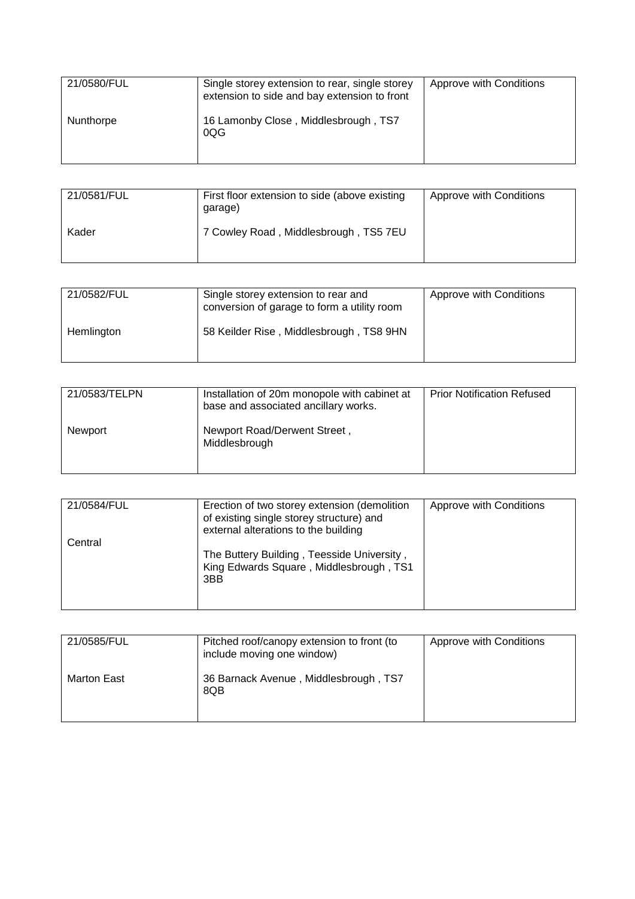| 21/0580/FUL<br><br>Nunthorpe | Single storey extension to rear, single storey extension to side and bay extension to front<br><br>16 Lamonby Close , Middlesbrough , TS7 0QG | Approve with Conditions |
|---|---|---|

| 21/0581/FUL<br><br>Kader | First floor extension to side (above existing garage)<br><br>7 Cowley Road , Middlesbrough , TS5 7EU | Approve with Conditions |
|---|---|---|

| 21/0582/FUL<br><br>Hemlington | Single storey extension to rear and conversion of garage to form a utility room<br><br>58 Keilder Rise , Middlesbrough , TS8 9HN | Approve with Conditions |
|---|---|---|

| 21/0583/TELPN<br><br>Newport | Installation of 20m monopole with cabinet at base and associated ancillary works.<br><br>Newport Road/Derwent Street , Middlesbrough | Prior Notification Refused |
|---|---|---|

| 21/0584/FUL<br><br>Central | Erection of two storey extension (demolition of existing single storey structure) and external alterations to the building<br><br>The Buttery Building , Teesside University , King Edwards Square , Middlesbrough , TS1 3BB | Approve with Conditions |
|---|---|---|

| 21/0585/FUL<br><br>Marton East | Pitched roof/canopy extension to front (to include moving one window)<br><br>36 Barnack Avenue , Middlesbrough , TS7 8QB | Approve with Conditions |
|---|---|---|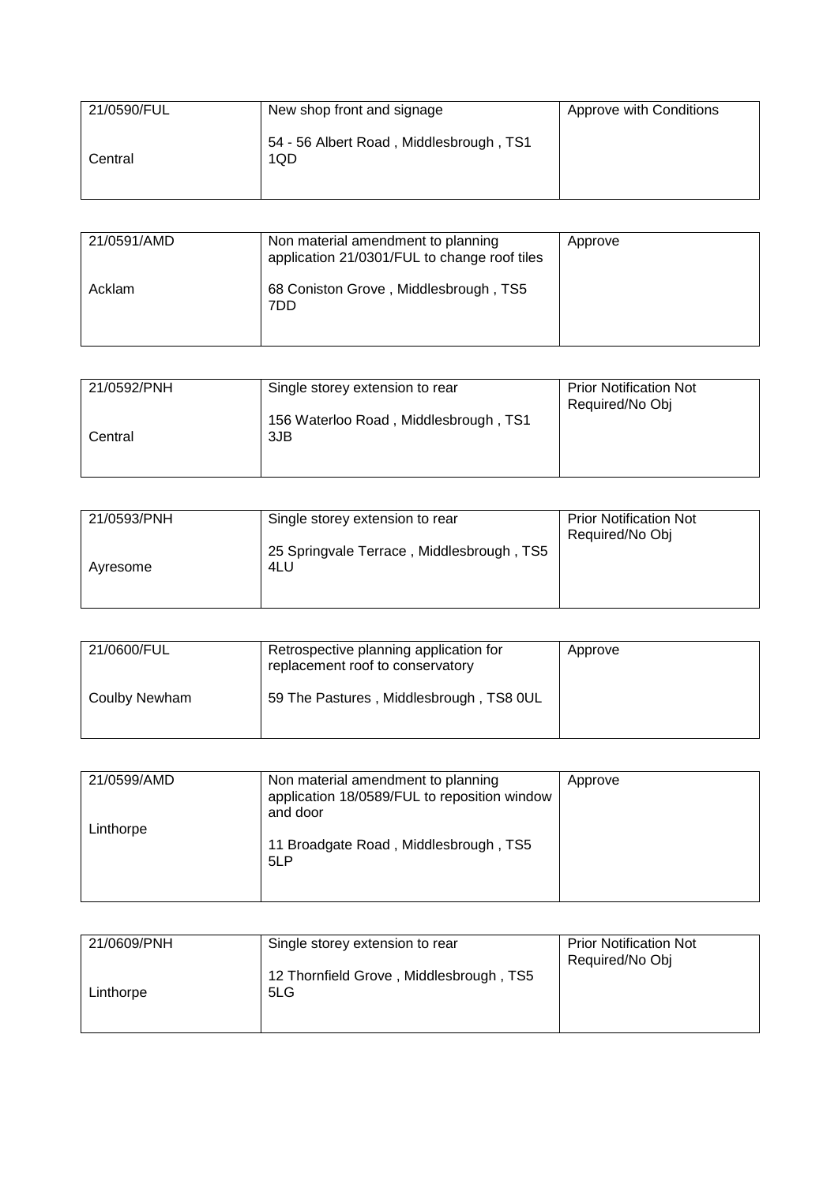| 21/0590/FUL<br><br>Central | New shop front and signage<br><br>54 - 56 Albert Road , Middlesbrough , TS1 1QD | Approve with Conditions |
|---|---|---|

| 21/0591/AMD<br><br>Acklam | Non material amendment to planning application 21/0301/FUL to change roof tiles<br><br>68 Coniston Grove , Middlesbrough , TS5 7DD | Approve |
|---|---|---|

| 21/0592/PNH<br><br>Central | Single storey extension to rear<br><br>156 Waterloo Road , Middlesbrough , TS1 3JB | Prior Notification Not Required/No Obj |
|---|---|---|

| 21/0593/PNH<br><br>Ayresome | Single storey extension to rear<br><br>25 Springvale Terrace , Middlesbrough , TS5 4LU | Prior Notification Not Required/No Obj |
|---|---|---|

| 21/0600/FUL<br><br>Coulby Newham | Retrospective planning application for replacement roof to conservatory<br><br>59 The Pastures , Middlesbrough , TS8 0UL | Approve |
|---|---|---|

| 21/0599/AMD<br><br>Linthorpe | Non material amendment to planning application 18/0589/FUL to reposition window and door<br><br>11 Broadgate Road , Middlesbrough , TS5 5LP | Approve |
|---|---|---|

| 21/0609/PNH<br><br>Linthorpe | Single storey extension to rear<br><br>12 Thornfield Grove , Middlesbrough , TS5 5LG | Prior Notification Not Required/No Obj |
|---|---|---|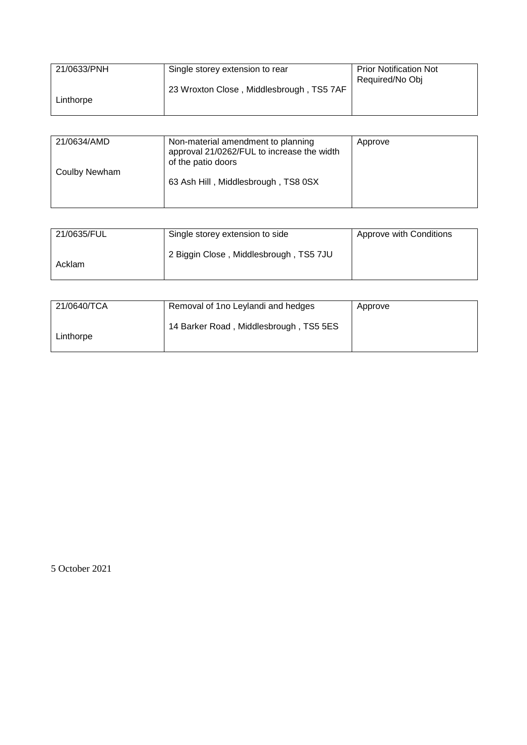| | | |
|---|---|---|
| 21/0633/PNH<br><br>Linthorpe | Single storey extension to rear<br><br>23 Wroxton Close , Middlesbrough , TS5 7AF | Prior Notification Not Required/No Obj |

| | | |
|---|---|---|
| 21/0634/AMD<br><br>Coulby Newham | Non-material amendment to planning approval 21/0262/FUL to increase the width of the patio doors<br><br>63 Ash Hill , Middlesbrough , TS8 0SX | Approve |

| | | |
|---|---|---|
| 21/0635/FUL<br><br>Acklam | Single storey extension to side<br><br>2 Biggin Close , Middlesbrough , TS5 7JU | Approve with Conditions |

| | | |
|---|---|---|
| 21/0640/TCA<br><br>Linthorpe | Removal of 1no Leylandi and hedges<br><br>14 Barker Road , Middlesbrough , TS5 5ES | Approve |

5 October 2021